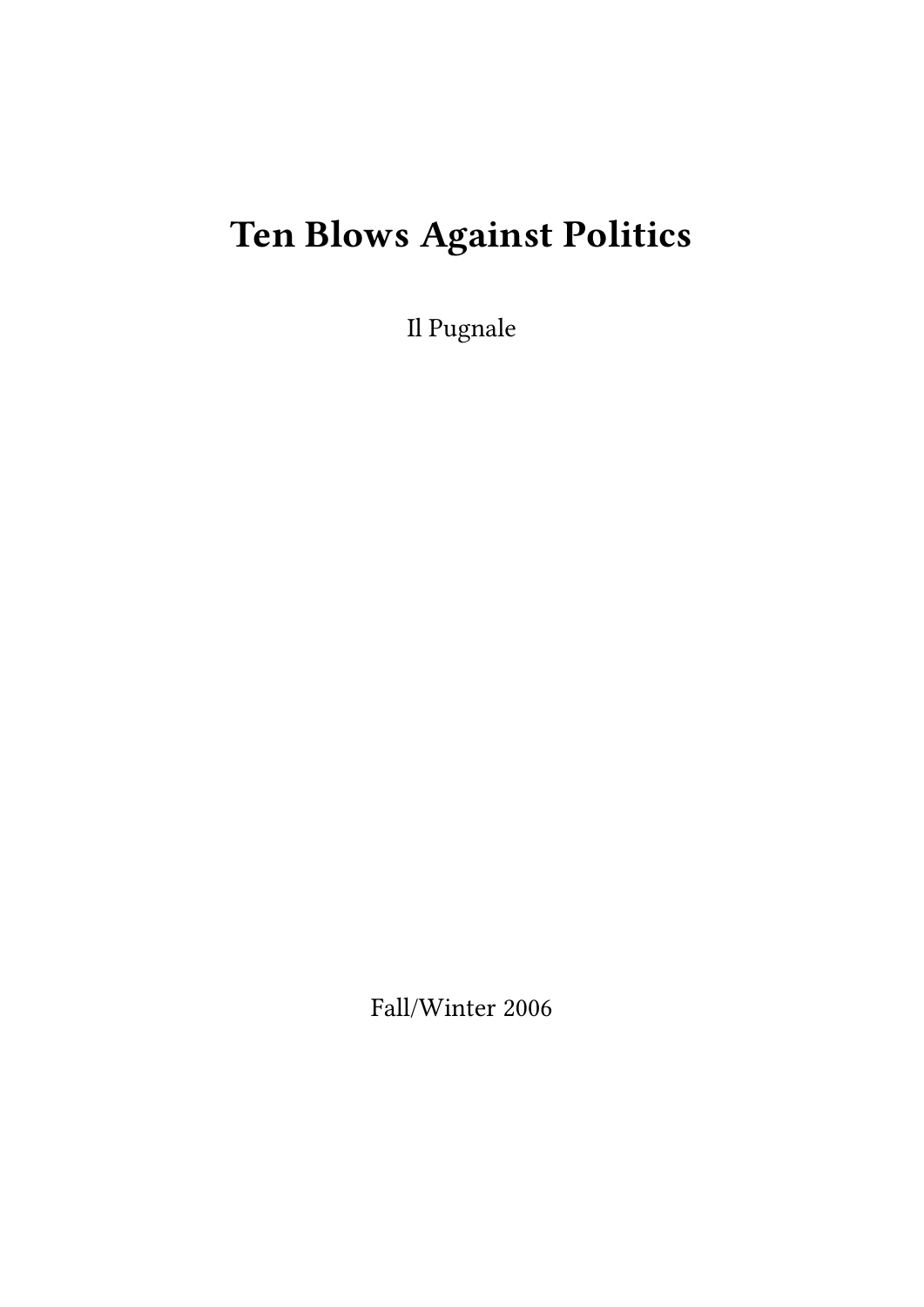# Ten Blows Against Politics

Il Pugnale

Fall/Winter 2006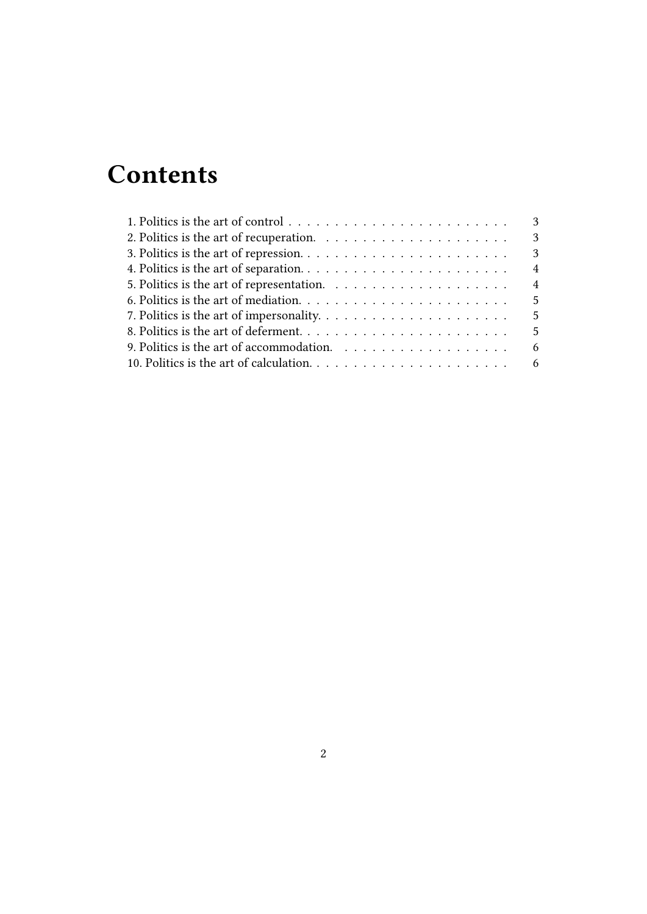# Contents

1. Politics is the art of control . . . . . . . . . . . . . . . . . . . . . . . . 3
2. Politics is the art of recuperation. . . . . . . . . . . . . . . . . . . . . 3
3. Politics is the art of repression. . . . . . . . . . . . . . . . . . . . . . . 3
4. Politics is the art of separation. . . . . . . . . . . . . . . . . . . . . . . 4
5. Politics is the art of representation. . . . . . . . . . . . . . . . . . . . 4
6. Politics is the art of mediation. . . . . . . . . . . . . . . . . . . . . . . 5
7. Politics is the art of impersonality. . . . . . . . . . . . . . . . . . . . . 5
8. Politics is the art of deferment. . . . . . . . . . . . . . . . . . . . . . . 5
9. Politics is the art of accommodation. . . . . . . . . . . . . . . . . . . 6
10. Politics is the art of calculation. . . . . . . . . . . . . . . . . . . . . . 6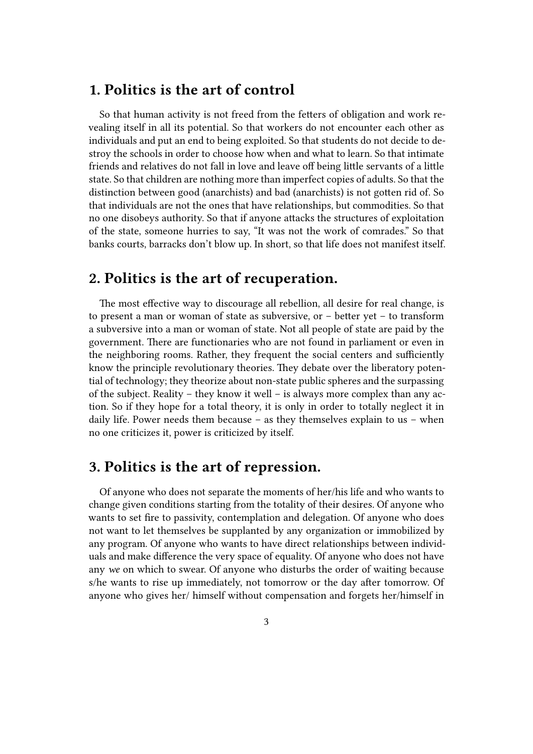## 1. Politics is the art of control

So that human activity is not freed from the fetters of obligation and work revealing itself in all its potential. So that workers do not encounter each other as individuals and put an end to being exploited. So that students do not decide to destroy the schools in order to choose how when and what to learn. So that intimate friends and relatives do not fall in love and leave off being little servants of a little state. So that children are nothing more than imperfect copies of adults. So that the distinction between good (anarchists) and bad (anarchists) is not gotten rid of. So that individuals are not the ones that have relationships, but commodities. So that no one disobeys authority. So that if anyone attacks the structures of exploitation of the state, someone hurries to say, "It was not the work of comrades." So that banks courts, barracks don't blow up. In short, so that life does not manifest itself.

## 2. Politics is the art of recuperation.

The most effective way to discourage all rebellion, all desire for real change, is to present a man or woman of state as subversive, or – better yet – to transform a subversive into a man or woman of state. Not all people of state are paid by the government. There are functionaries who are not found in parliament or even in the neighboring rooms. Rather, they frequent the social centers and sufficiently know the principle revolutionary theories. They debate over the liberatory potential of technology; they theorize about non-state public spheres and the surpassing of the subject. Reality – they know it well – is always more complex than any action. So if they hope for a total theory, it is only in order to totally neglect it in daily life. Power needs them because – as they themselves explain to us – when no one criticizes it, power is criticized by itself.

## 3. Politics is the art of repression.

Of anyone who does not separate the moments of her/his life and who wants to change given conditions starting from the totality of their desires. Of anyone who wants to set fire to passivity, contemplation and delegation. Of anyone who does not want to let themselves be supplanted by any organization or immobilized by any program. Of anyone who wants to have direct relationships between individuals and make difference the very space of equality. Of anyone who does not have any *we* on which to swear. Of anyone who disturbs the order of waiting because s/he wants to rise up immediately, not tomorrow or the day after tomorrow. Of anyone who gives her/ himself without compensation and forgets her/himself in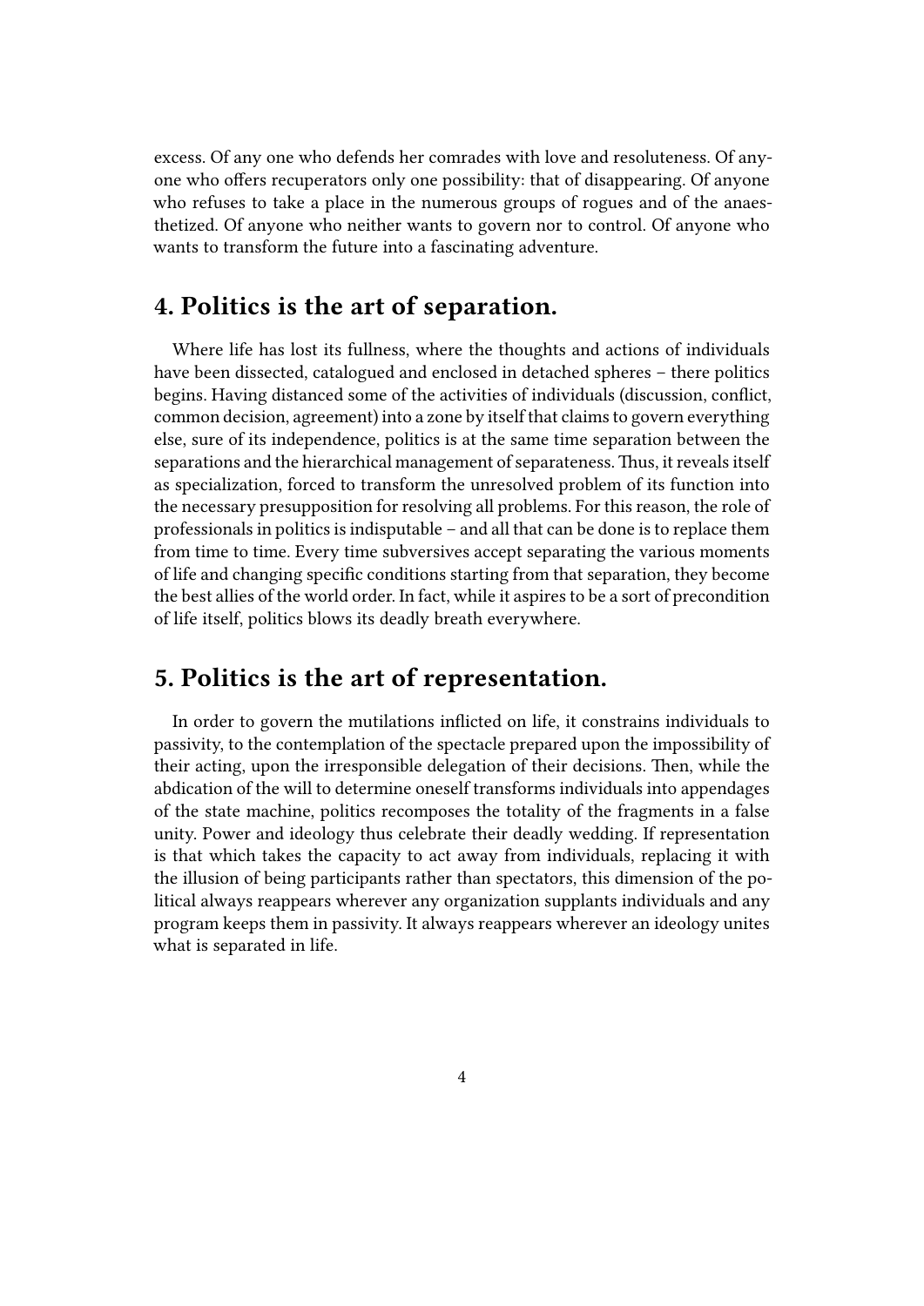excess. Of any one who defends her comrades with love and resoluteness. Of anyone who offers recuperators only one possibility: that of disappearing. Of anyone who refuses to take a place in the numerous groups of rogues and of the anaesthetized. Of anyone who neither wants to govern nor to control. Of anyone who wants to transform the future into a fascinating adventure.

## 4. Politics is the art of separation.

Where life has lost its fullness, where the thoughts and actions of individuals have been dissected, catalogued and enclosed in detached spheres – there politics begins. Having distanced some of the activities of individuals (discussion, conflict, common decision, agreement) into a zone by itself that claims to govern everything else, sure of its independence, politics is at the same time separation between the separations and the hierarchical management of separateness. Thus, it reveals itself as specialization, forced to transform the unresolved problem of its function into the necessary presupposition for resolving all problems. For this reason, the role of professionals in politics is indisputable – and all that can be done is to replace them from time to time. Every time subversives accept separating the various moments of life and changing specific conditions starting from that separation, they become the best allies of the world order. In fact, while it aspires to be a sort of precondition of life itself, politics blows its deadly breath everywhere.

## 5. Politics is the art of representation.

In order to govern the mutilations inflicted on life, it constrains individuals to passivity, to the contemplation of the spectacle prepared upon the impossibility of their acting, upon the irresponsible delegation of their decisions. Then, while the abdication of the will to determine oneself transforms individuals into appendages of the state machine, politics recomposes the totality of the fragments in a false unity. Power and ideology thus celebrate their deadly wedding. If representation is that which takes the capacity to act away from individuals, replacing it with the illusion of being participants rather than spectators, this dimension of the political always reappears wherever any organization supplants individuals and any program keeps them in passivity. It always reappears wherever an ideology unites what is separated in life.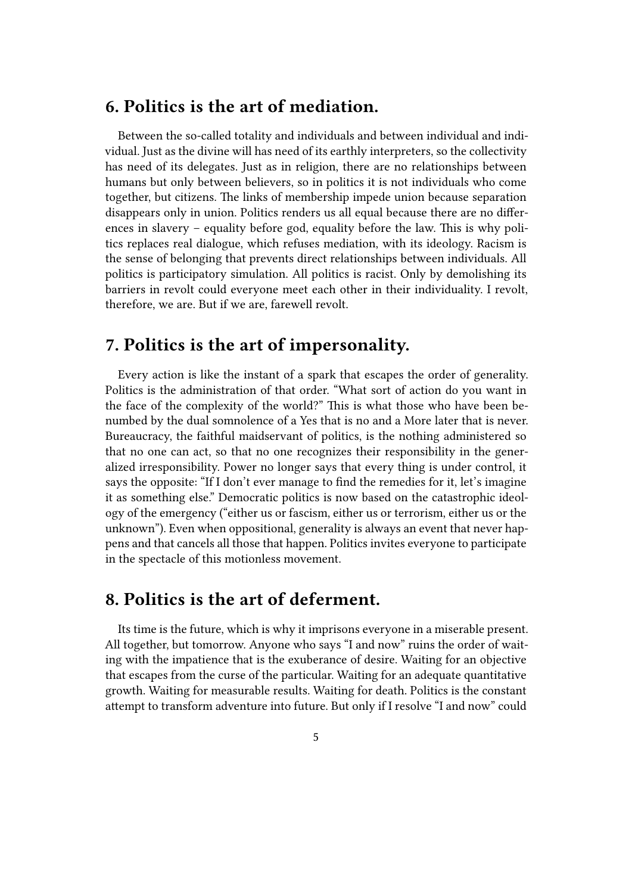## 6. Politics is the art of mediation.

Between the so-called totality and individuals and between individual and individual. Just as the divine will has need of its earthly interpreters, so the collectivity has need of its delegates. Just as in religion, there are no relationships between humans but only between believers, so in politics it is not individuals who come together, but citizens. The links of membership impede union because separation disappears only in union. Politics renders us all equal because there are no differences in slavery – equality before god, equality before the law. This is why politics replaces real dialogue, which refuses mediation, with its ideology. Racism is the sense of belonging that prevents direct relationships between individuals. All politics is participatory simulation. All politics is racist. Only by demolishing its barriers in revolt could everyone meet each other in their individuality. I revolt, therefore, we are. But if we are, farewell revolt.

## 7. Politics is the art of impersonality.

Every action is like the instant of a spark that escapes the order of generality. Politics is the administration of that order. "What sort of action do you want in the face of the complexity of the world?" This is what those who have been benumbed by the dual somnolence of a Yes that is no and a More later that is never. Bureaucracy, the faithful maidservant of politics, is the nothing administered so that no one can act, so that no one recognizes their responsibility in the generalized irresponsibility. Power no longer says that every thing is under control, it says the opposite: "If I don't ever manage to find the remedies for it, let's imagine it as something else." Democratic politics is now based on the catastrophic ideology of the emergency ("either us or fascism, either us or terrorism, either us or the unknown"). Even when oppositional, generality is always an event that never happens and that cancels all those that happen. Politics invites everyone to participate in the spectacle of this motionless movement.

## 8. Politics is the art of deferment.

Its time is the future, which is why it imprisons everyone in a miserable present. All together, but tomorrow. Anyone who says "I and now" ruins the order of waiting with the impatience that is the exuberance of desire. Waiting for an objective that escapes from the curse of the particular. Waiting for an adequate quantitative growth. Waiting for measurable results. Waiting for death. Politics is the constant attempt to transform adventure into future. But only if I resolve "I and now" could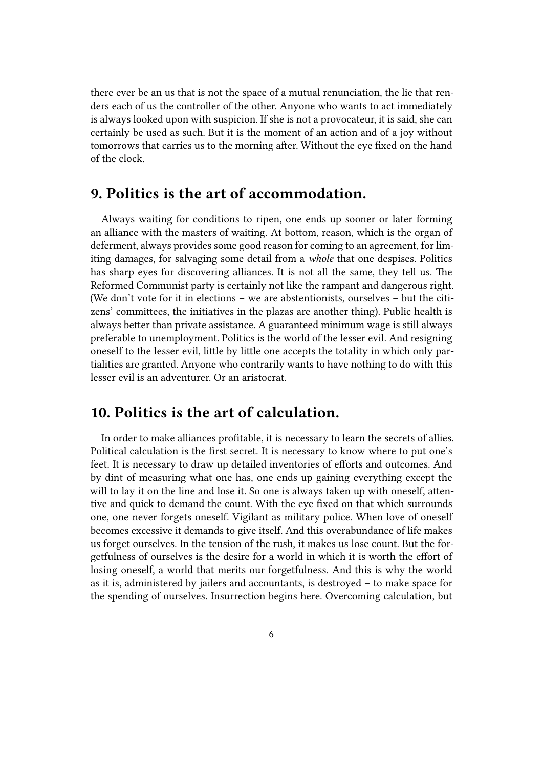there ever be an us that is not the space of a mutual renunciation, the lie that renders each of us the controller of the other. Anyone who wants to act immediately is always looked upon with suspicion. If she is not a provocateur, it is said, she can certainly be used as such. But it is the moment of an action and of a joy without tomorrows that carries us to the morning after. Without the eye fixed on the hand of the clock.

## 9. Politics is the art of accommodation.

Always waiting for conditions to ripen, one ends up sooner or later forming an alliance with the masters of waiting. At bottom, reason, which is the organ of deferment, always provides some good reason for coming to an agreement, for limiting damages, for salvaging some detail from a *whole* that one despises. Politics has sharp eyes for discovering alliances. It is not all the same, they tell us. The Reformed Communist party is certainly not like the rampant and dangerous right. (We don't vote for it in elections – we are abstentionists, ourselves – but the citizens' committees, the initiatives in the plazas are another thing). Public health is always better than private assistance. A guaranteed minimum wage is still always preferable to unemployment. Politics is the world of the lesser evil. And resigning oneself to the lesser evil, little by little one accepts the totality in which only partialities are granted. Anyone who contrarily wants to have nothing to do with this lesser evil is an adventurer. Or an aristocrat.

## 10. Politics is the art of calculation.

In order to make alliances profitable, it is necessary to learn the secrets of allies. Political calculation is the first secret. It is necessary to know where to put one's feet. It is necessary to draw up detailed inventories of efforts and outcomes. And by dint of measuring what one has, one ends up gaining everything except the will to lay it on the line and lose it. So one is always taken up with oneself, attentive and quick to demand the count. With the eye fixed on that which surrounds one, one never forgets oneself. Vigilant as military police. When love of oneself becomes excessive it demands to give itself. And this overabundance of life makes us forget ourselves. In the tension of the rush, it makes us lose count. But the forgetfulness of ourselves is the desire for a world in which it is worth the effort of losing oneself, a world that merits our forgetfulness. And this is why the world as it is, administered by jailers and accountants, is destroyed – to make space for the spending of ourselves. Insurrection begins here. Overcoming calculation, but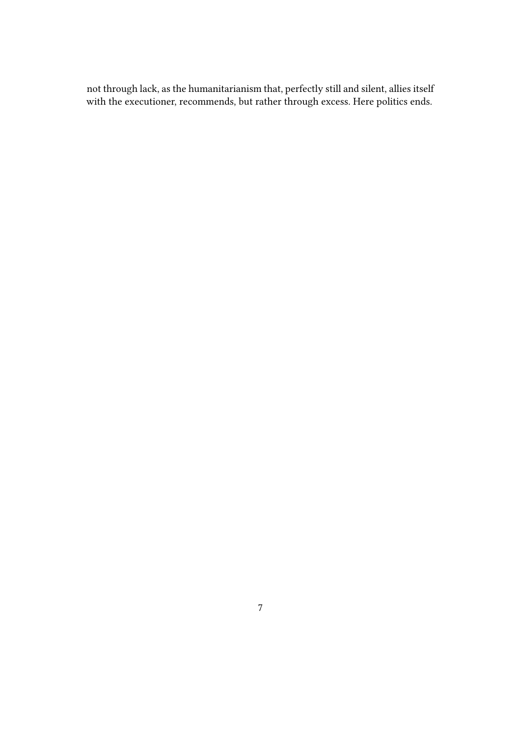not through lack, as the humanitarianism that, perfectly still and silent, allies itself with the executioner, recommends, but rather through excess. Here politics ends.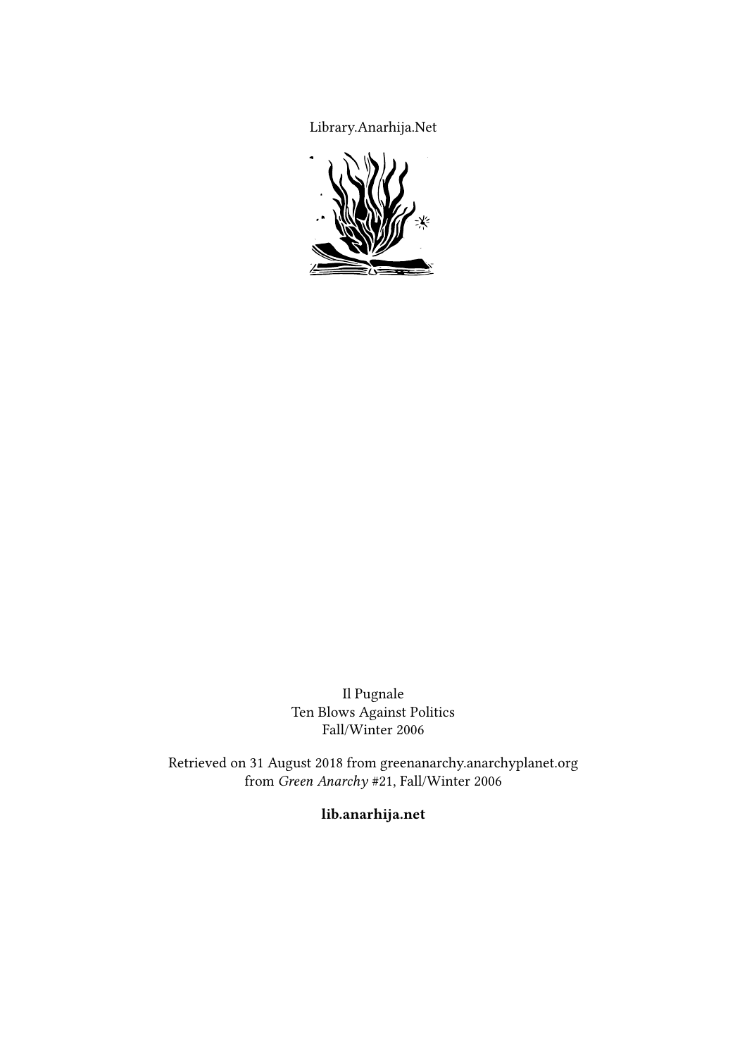Library.Anarhija.Net

Il Pugnale
Ten Blows Against Politics
Fall/Winter 2006

Retrieved on 31 August 2018 from greenanarchy.anarchyplanet.org
from *Green Anarchy* #21, Fall/Winter 2006

**lib.anarhija.net**